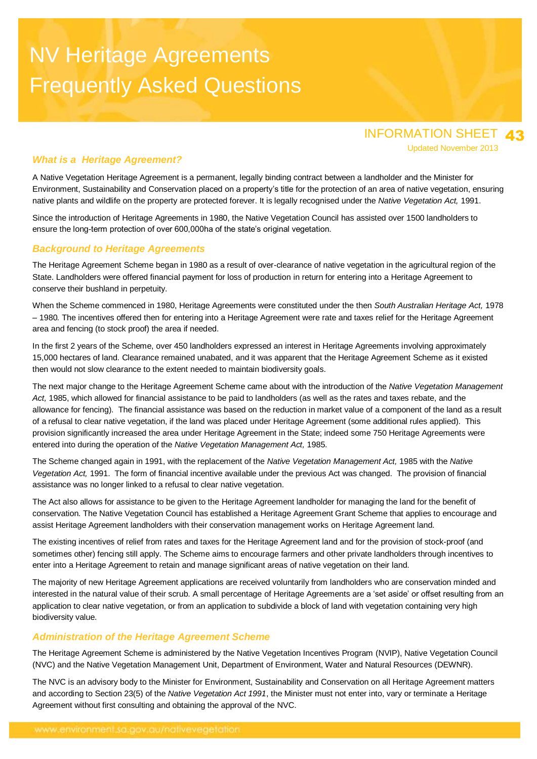// Transcription of page 1 of 6 (document dc0fa5906beb)
# NV Heritage Agreements Frequently Asked Questions

INFORMATION SHEET 43

Updated November 2013

### *What is a Heritage Agreement?*

A Native Vegetation Heritage Agreement is a permanent, legally binding contract between a landholder and the Minister for Environment, Sustainability and Conservation placed on a property's title for the protection of an area of native vegetation, ensuring native plants and wildlife on the property are protected forever. It is legally recognised under the *Native Vegetation Act,* 1991.

Since the introduction of Heritage Agreements in 1980, the Native Vegetation Council has assisted over 1500 landholders to ensure the long-term protection of over 600,000ha of the state's original vegetation.

### *Background to Heritage Agreements*

The Heritage Agreement Scheme began in 1980 as a result of over-clearance of native vegetation in the agricultural region of the State. Landholders were offered financial payment for loss of production in return for entering into a Heritage Agreement to conserve their bushland in perpetuity.

When the Scheme commenced in 1980, Heritage Agreements were constituted under the then *South Australian Heritage Act,* 1978 – 1980*.* The incentives offered then for entering into a Heritage Agreement were rate and taxes relief for the Heritage Agreement area and fencing (to stock proof) the area if needed.

In the first 2 years of the Scheme, over 450 landholders expressed an interest in Heritage Agreements involving approximately 15,000 hectares of land. Clearance remained unabated, and it was apparent that the Heritage Agreement Scheme as it existed then would not slow clearance to the extent needed to maintain biodiversity goals.

The next major change to the Heritage Agreement Scheme came about with the introduction of the *Native Vegetation Management Act,* 1985, which allowed for financial assistance to be paid to landholders (as well as the rates and taxes rebate, and the allowance for fencing). The financial assistance was based on the reduction in market value of a component of the land as a result of a refusal to clear native vegetation, if the land was placed under Heritage Agreement (some additional rules applied). This provision significantly increased the area under Heritage Agreement in the State; indeed some 750 Heritage Agreements were entered into during the operation of the *Native Vegetation Management Act,* 1985.

The Scheme changed again in 1991, with the replacement of the *Native Vegetation Management Act,* 1985 with the *Native Vegetation Act,* 1991. The form of financial incentive available under the previous Act was changed. The provision of financial assistance was no longer linked to a refusal to clear native vegetation.

The Act also allows for assistance to be given to the Heritage Agreement landholder for managing the land for the benefit of conservation. The Native Vegetation Council has established a Heritage Agreement Grant Scheme that applies to encourage and assist Heritage Agreement landholders with their conservation management works on Heritage Agreement land.

The existing incentives of relief from rates and taxes for the Heritage Agreement land and for the provision of stock-proof (and sometimes other) fencing still apply. The Scheme aims to encourage farmers and other private landholders through incentives to enter into a Heritage Agreement to retain and manage significant areas of native vegetation on their land.

The majority of new Heritage Agreement applications are received voluntarily from landholders who are conservation minded and interested in the natural value of their scrub. A small percentage of Heritage Agreements are a 'set aside' or offset resulting from an application to clear native vegetation, or from an application to subdivide a block of land with vegetation containing very high biodiversity value.

### *Administration of the Heritage Agreement Scheme*

The Heritage Agreement Scheme is administered by the Native Vegetation Incentives Program (NVIP), Native Vegetation Council (NVC) and the Native Vegetation Management Unit, Department of Environment, Water and Natural Resources (DEWNR).

The NVC is an advisory body to the Minister for Environment, Sustainability and Conservation on all Heritage Agreement matters and according to Section 23(5) of the *Native Vegetation Act 1991*, the Minister must not enter into, vary or terminate a Heritage Agreement without first consulting and obtaining the approval of the NVC.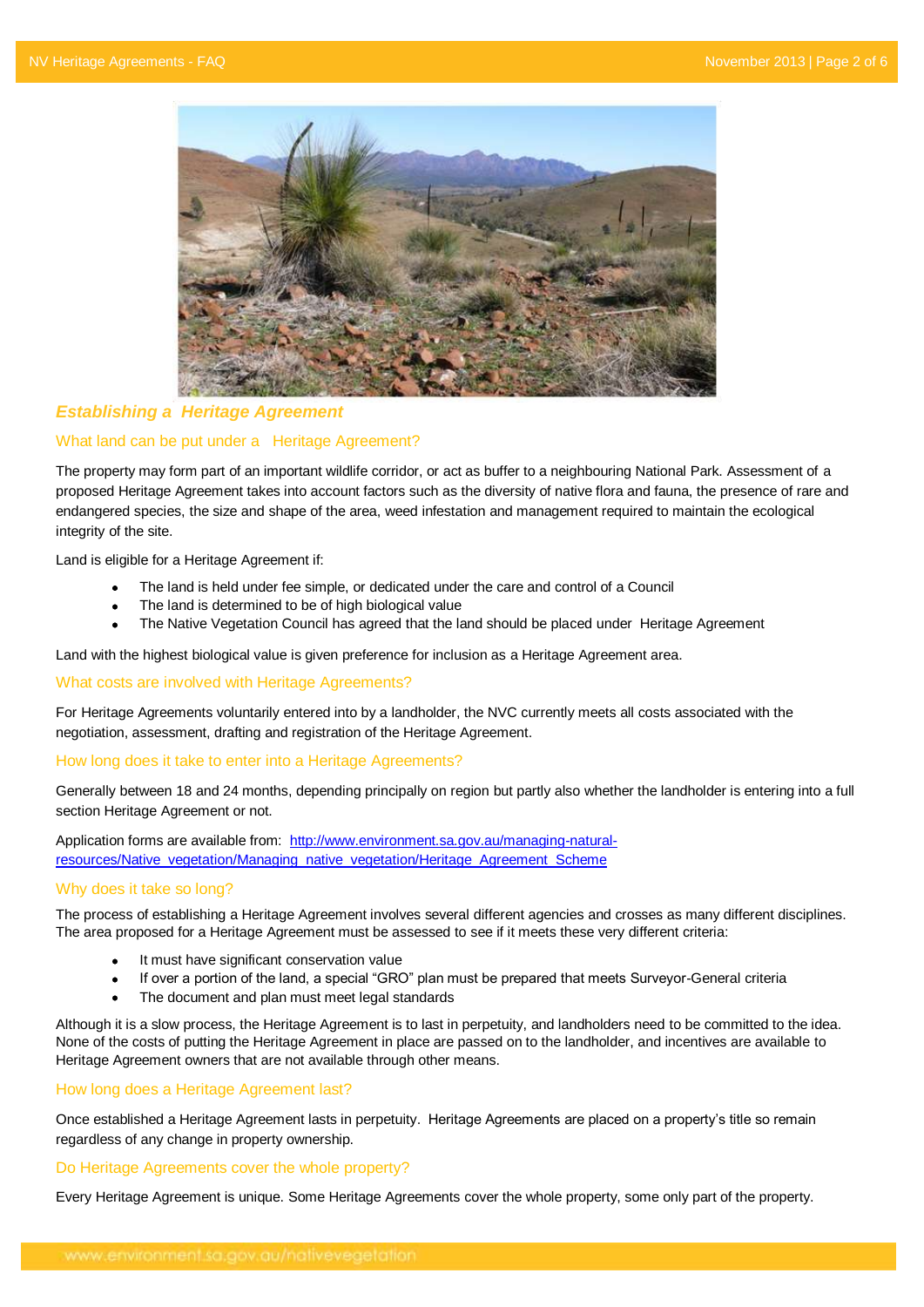## *Establishing a Heritage Agreement*

### What land can be put under a Heritage Agreement?

The property may form part of an important wildlife corridor, or act as buffer to a neighbouring National Park. Assessment of a proposed Heritage Agreement takes into account factors such as the diversity of native flora and fauna, the presence of rare and endangered species, the size and shape of the area, weed infestation and management required to maintain the ecological integrity of the site.

Land is eligible for a Heritage Agreement if:

- The land is held under fee simple, or dedicated under the care and control of a Council
- The land is determined to be of high biological value
- The Native Vegetation Council has agreed that the land should be placed under Heritage Agreement

Land with the highest biological value is given preference for inclusion as a Heritage Agreement area.

### What costs are involved with Heritage Agreements?

For Heritage Agreements voluntarily entered into by a landholder, the NVC currently meets all costs associated with the negotiation, assessment, drafting and registration of the Heritage Agreement.

### How long does it take to enter into a Heritage Agreements?

Generally between 18 and 24 months, depending principally on region but partly also whether the landholder is entering into a full section Heritage Agreement or not.

Application forms are available from: [http://www.environment.sa.gov.au/managing-natural-resources/Native_vegetation/Managing_native_vegetation/Heritage_Agreement_Scheme](http://www.environment.sa.gov.au/managing-natural-resources/Native_vegetation/Managing_native_vegetation/Heritage_Agreement_Scheme)

### Why does it take so long?

The process of establishing a Heritage Agreement involves several different agencies and crosses as many different disciplines. The area proposed for a Heritage Agreement must be assessed to see if it meets these very different criteria:

- It must have significant conservation value
- If over a portion of the land, a special "GRO" plan must be prepared that meets Surveyor-General criteria
- The document and plan must meet legal standards

Although it is a slow process, the Heritage Agreement is to last in perpetuity, and landholders need to be committed to the idea. None of the costs of putting the Heritage Agreement in place are passed on to the landholder, and incentives are available to Heritage Agreement owners that are not available through other means.

### How long does a Heritage Agreement last?

Once established a Heritage Agreement lasts in perpetuity. Heritage Agreements are placed on a property's title so remain regardless of any change in property ownership.

### Do Heritage Agreements cover the whole property?

Every Heritage Agreement is unique. Some Heritage Agreements cover the whole property, some only part of the property.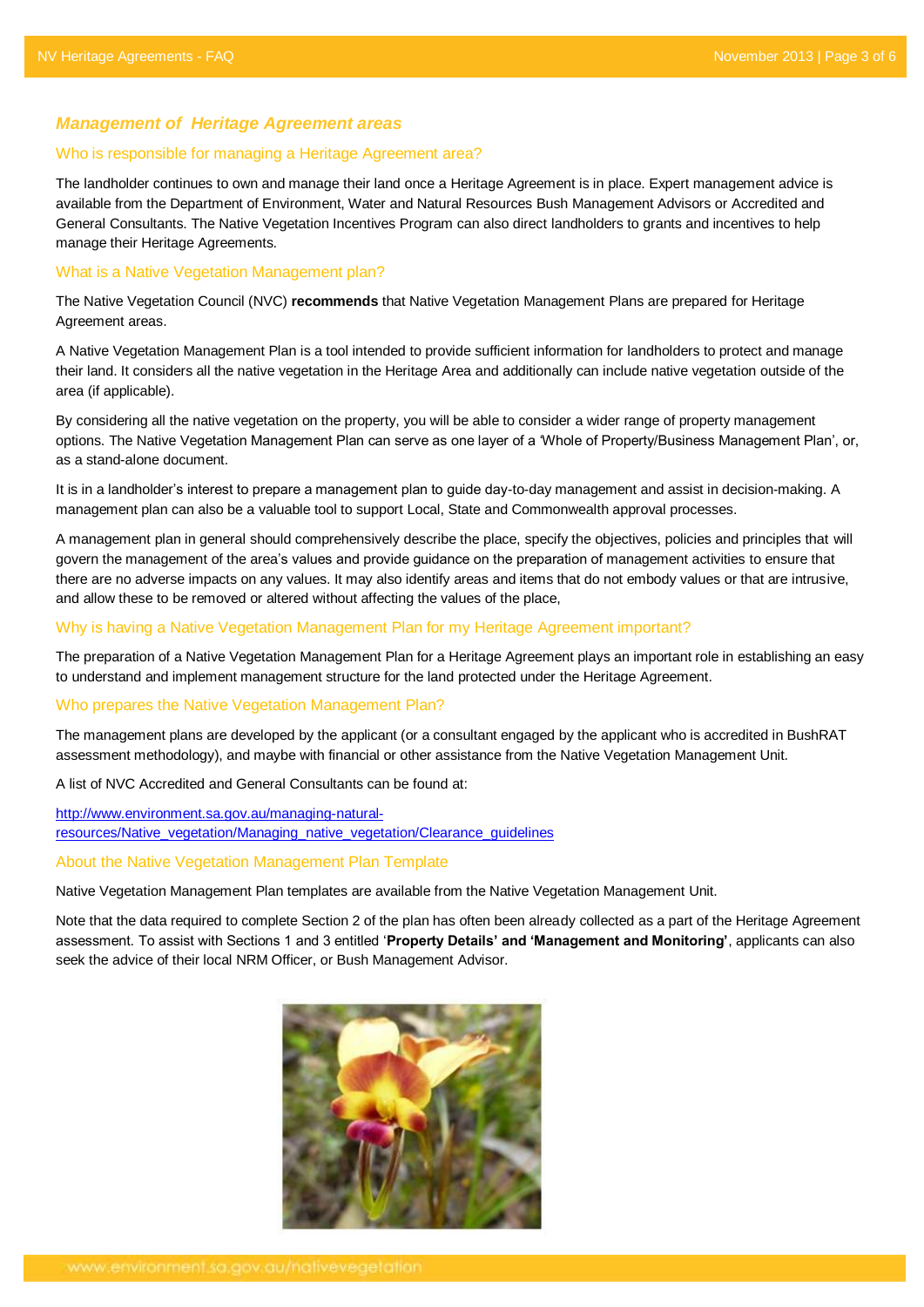## Management of Heritage Agreement areas

### Who is responsible for managing a Heritage Agreement area?

The landholder continues to own and manage their land once a Heritage Agreement is in place. Expert management advice is available from the Department of Environment, Water and Natural Resources Bush Management Advisors or Accredited and General Consultants. The Native Vegetation Incentives Program can also direct landholders to grants and incentives to help manage their Heritage Agreements.

### What is a Native Vegetation Management plan?

The Native Vegetation Council (NVC) **recommends** that Native Vegetation Management Plans are prepared for Heritage Agreement areas.

A Native Vegetation Management Plan is a tool intended to provide sufficient information for landholders to protect and manage their land. It considers all the native vegetation in the Heritage Area and additionally can include native vegetation outside of the area (if applicable).

By considering all the native vegetation on the property, you will be able to consider a wider range of property management options. The Native Vegetation Management Plan can serve as one layer of a 'Whole of Property/Business Management Plan', or, as a stand-alone document.

It is in a landholder's interest to prepare a management plan to guide day-to-day management and assist in decision-making. A management plan can also be a valuable tool to support Local, State and Commonwealth approval processes.

A management plan in general should comprehensively describe the place, specify the objectives, policies and principles that will govern the management of the area's values and provide guidance on the preparation of management activities to ensure that there are no adverse impacts on any values. It may also identify areas and items that do not embody values or that are intrusive, and allow these to be removed or altered without affecting the values of the place,

### Why is having a Native Vegetation Management Plan for my Heritage Agreement important?

The preparation of a Native Vegetation Management Plan for a Heritage Agreement plays an important role in establishing an easy to understand and implement management structure for the land protected under the Heritage Agreement.

### Who prepares the Native Vegetation Management Plan?

The management plans are developed by the applicant (or a consultant engaged by the applicant who is accredited in BushRAT assessment methodology), and maybe with financial or other assistance from the Native Vegetation Management Unit.

A list of NVC Accredited and General Consultants can be found at:

http://www.environment.sa.gov.au/managing-natural-resources/Native_vegetation/Managing_native_vegetation/Clearance_guidelines

### About the Native Vegetation Management Plan Template

Native Vegetation Management Plan templates are available from the Native Vegetation Management Unit.

Note that the data required to complete Section 2 of the plan has often been already collected as a part of the Heritage Agreement assessment. To assist with Sections 1 and 3 entitled '**Property Details' and 'Management and Monitoring'**, applicants can also seek the advice of their local NRM Officer, or Bush Management Advisor.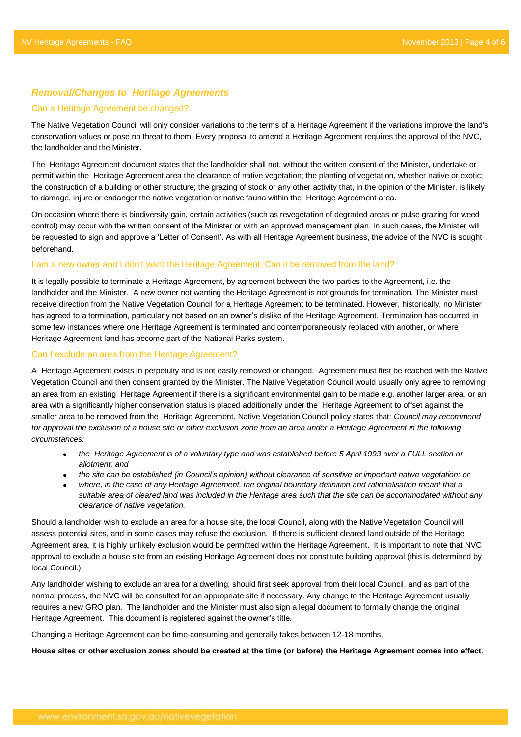## *Removal/Changes to Heritage Agreements*

### Can a Heritage Agreement be changed?

The Native Vegetation Council will only consider variations to the terms of a Heritage Agreement if the variations improve the land's conservation values or pose no threat to them. Every proposal to amend a Heritage Agreement requires the approval of the NVC, the landholder and the Minister.

The Heritage Agreement document states that the landholder shall not, without the written consent of the Minister, undertake or permit within the Heritage Agreement area the clearance of native vegetation; the planting of vegetation, whether native or exotic; the construction of a building or other structure; the grazing of stock or any other activity that, in the opinion of the Minister, is likely to damage, injure or endanger the native vegetation or native fauna within the Heritage Agreement area.

On occasion where there is biodiversity gain, certain activities (such as revegetation of degraded areas or pulse grazing for weed control) may occur with the written consent of the Minister or with an approved management plan. In such cases, the Minister will be requested to sign and approve a 'Letter of Consent'. As with all Heritage Agreement business, the advice of the NVC is sought beforehand.

### I am a new owner and I don't want the Heritage Agreement. Can it be removed from the land?

It is legally possible to terminate a Heritage Agreement, by agreement between the two parties to the Agreement, i.e. the landholder and the Minister. A new owner not wanting the Heritage Agreement is not grounds for termination. The Minister must receive direction from the Native Vegetation Council for a Heritage Agreement to be terminated. However, historically, no Minister has agreed to a termination, particularly not based on an owner's dislike of the Heritage Agreement. Termination has occurred in some few instances where one Heritage Agreement is terminated and contemporaneously replaced with another, or where Heritage Agreement land has become part of the National Parks system.

### Can I exclude an area from the Heritage Agreement?

A Heritage Agreement exists in perpetuity and is not easily removed or changed. Agreement must first be reached with the Native Vegetation Council and then consent granted by the Minister. The Native Vegetation Council would usually only agree to removing an area from an existing Heritage Agreement if there is a significant environmental gain to be made e.g. another larger area, or an area with a significantly higher conservation status is placed additionally under the Heritage Agreement to offset against the smaller area to be removed from the Heritage Agreement. Native Vegetation Council policy states that: *Council may recommend for approval the exclusion of a house site or other exclusion zone from an area under a Heritage Agreement in the following circumstances:*

- *the Heritage Agreement is of a voluntary type and was established before 5 April 1993 over a FULL section or allotment; and*
- *the site can be established (in Council's opinion) without clearance of sensitive or important native vegetation; or*
- *where, in the case of any Heritage Agreement, the original boundary definition and rationalisation meant that a suitable area of cleared land was included in the Heritage area such that the site can be accommodated without any clearance of native vegetation.*

Should a landholder wish to exclude an area for a house site, the local Council, along with the Native Vegetation Council will assess potential sites, and in some cases may refuse the exclusion. If there is sufficient cleared land outside of the Heritage Agreement area, it is highly unlikely exclusion would be permitted within the Heritage Agreement. It is important to note that NVC approval to exclude a house site from an existing Heritage Agreement does not constitute building approval (this is determined by local Council.)

Any landholder wishing to exclude an area for a dwelling, should first seek approval from their local Council, and as part of the normal process, the NVC will be consulted for an appropriate site if necessary. Any change to the Heritage Agreement usually requires a new GRO plan. The landholder and the Minister must also sign a legal document to formally change the original Heritage Agreement. This document is registered against the owner's title.

Changing a Heritage Agreement can be time-consuming and generally takes between 12-18 months.

**House sites or other exclusion zones should be created at the time (or before) the Heritage Agreement comes into effect**.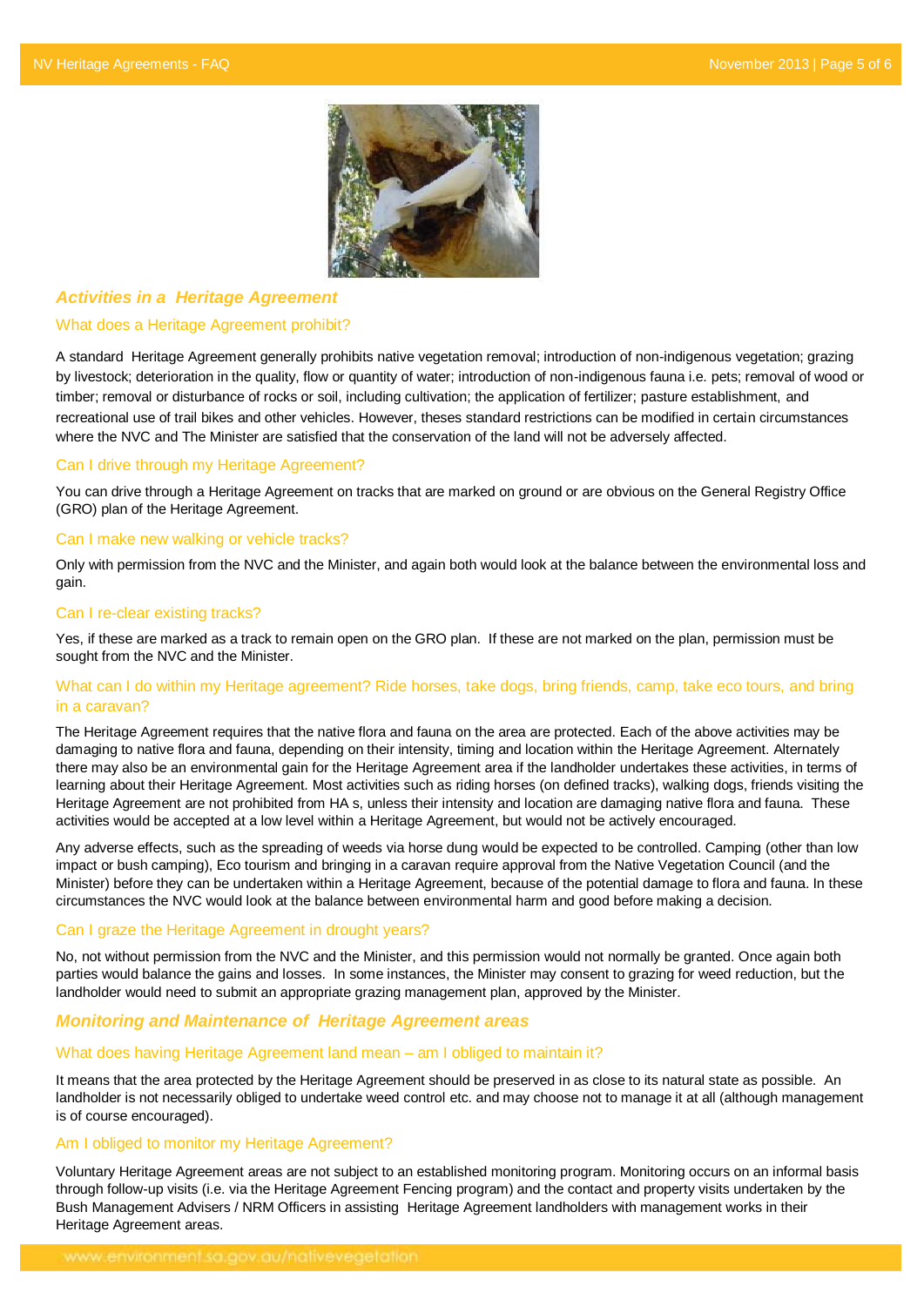## *Activities in a Heritage Agreement*

### What does a Heritage Agreement prohibit?

A standard Heritage Agreement generally prohibits native vegetation removal; introduction of non-indigenous vegetation; grazing by livestock; deterioration in the quality, flow or quantity of water; introduction of non-indigenous fauna i.e. pets; removal of wood or timber; removal or disturbance of rocks or soil, including cultivation; the application of fertilizer; pasture establishment, and recreational use of trail bikes and other vehicles. However, theses standard restrictions can be modified in certain circumstances where the NVC and The Minister are satisfied that the conservation of the land will not be adversely affected.

### Can I drive through my Heritage Agreement?

You can drive through a Heritage Agreement on tracks that are marked on ground or are obvious on the General Registry Office (GRO) plan of the Heritage Agreement.

### Can I make new walking or vehicle tracks?

Only with permission from the NVC and the Minister, and again both would look at the balance between the environmental loss and gain.

### Can I re-clear existing tracks?

Yes, if these are marked as a track to remain open on the GRO plan. If these are not marked on the plan, permission must be sought from the NVC and the Minister.

### What can I do within my Heritage agreement? Ride horses, take dogs, bring friends, camp, take eco tours, and bring in a caravan?

The Heritage Agreement requires that the native flora and fauna on the area are protected. Each of the above activities may be damaging to native flora and fauna, depending on their intensity, timing and location within the Heritage Agreement. Alternately there may also be an environmental gain for the Heritage Agreement area if the landholder undertakes these activities, in terms of learning about their Heritage Agreement. Most activities such as riding horses (on defined tracks), walking dogs, friends visiting the Heritage Agreement are not prohibited from HA s, unless their intensity and location are damaging native flora and fauna. These activities would be accepted at a low level within a Heritage Agreement, but would not be actively encouraged.

Any adverse effects, such as the spreading of weeds via horse dung would be expected to be controlled. Camping (other than low impact or bush camping), Eco tourism and bringing in a caravan require approval from the Native Vegetation Council (and the Minister) before they can be undertaken within a Heritage Agreement, because of the potential damage to flora and fauna. In these circumstances the NVC would look at the balance between environmental harm and good before making a decision.

### Can I graze the Heritage Agreement in drought years?

No, not without permission from the NVC and the Minister, and this permission would not normally be granted. Once again both parties would balance the gains and losses. In some instances, the Minister may consent to grazing for weed reduction, but the landholder would need to submit an appropriate grazing management plan, approved by the Minister.

## *Monitoring and Maintenance of Heritage Agreement areas*

### What does having Heritage Agreement land mean – am I obliged to maintain it?

It means that the area protected by the Heritage Agreement should be preserved in as close to its natural state as possible. An landholder is not necessarily obliged to undertake weed control etc. and may choose not to manage it at all (although management is of course encouraged).

### Am I obliged to monitor my Heritage Agreement?

Voluntary Heritage Agreement areas are not subject to an established monitoring program. Monitoring occurs on an informal basis through follow-up visits (i.e. via the Heritage Agreement Fencing program) and the contact and property visits undertaken by the Bush Management Advisers / NRM Officers in assisting Heritage Agreement landholders with management works in their Heritage Agreement areas.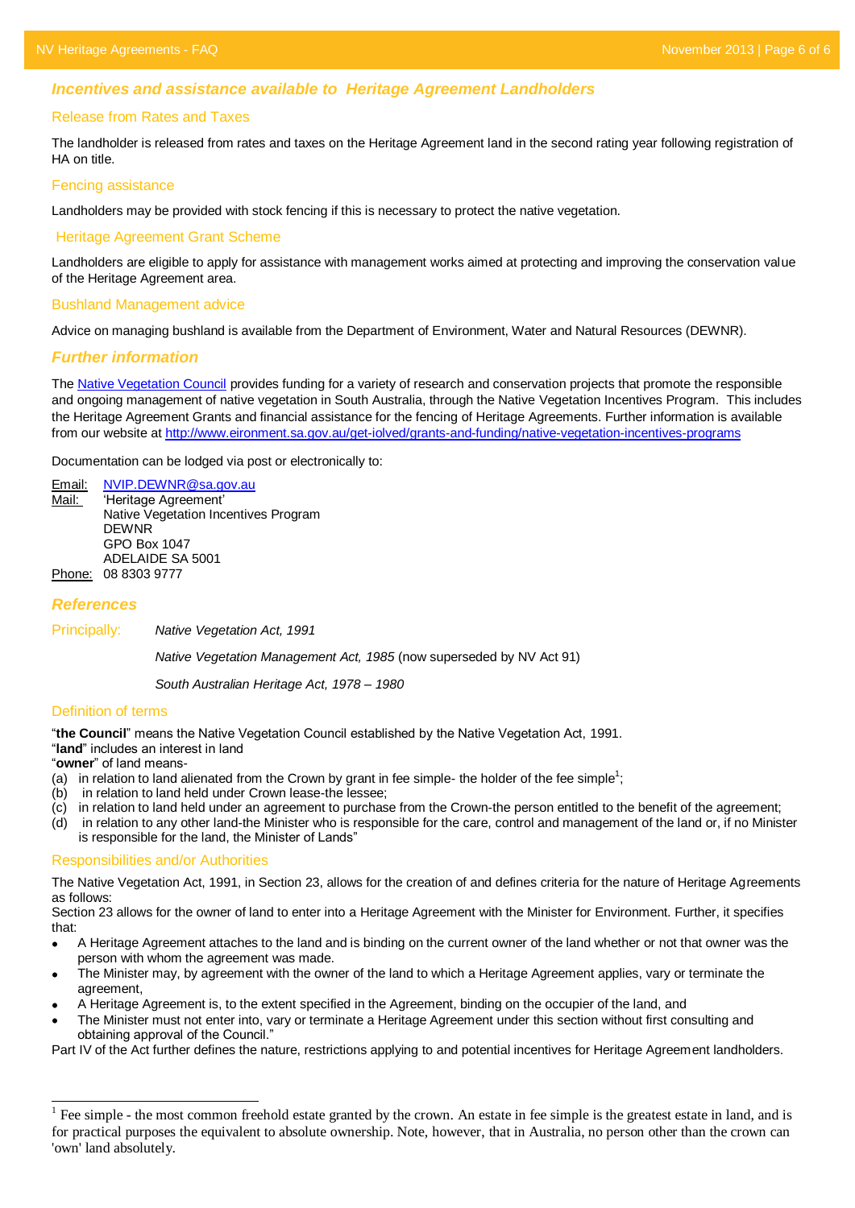## Incentives and assistance available to Heritage Agreement Landholders

### Release from Rates and Taxes

The landholder is released from rates and taxes on the Heritage Agreement land in the second rating year following registration of HA on title.

### Fencing assistance

Landholders may be provided with stock fencing if this is necessary to protect the native vegetation.

### Heritage Agreement Grant Scheme

Landholders are eligible to apply for assistance with management works aimed at protecting and improving the conservation value of the Heritage Agreement area.

### Bushland Management advice

Advice on managing bushland is available from the Department of Environment, Water and Natural Resources (DEWNR).

## Further information

The [Native Vegetation Council](http://www.eironment.sa.gov.au/get-iolved/grants-and-funding/native-vegetation-incentives-programs) provides funding for a variety of research and conservation projects that promote the responsible and ongoing management of native vegetation in South Australia, through the Native Vegetation Incentives Program. This includes the Heritage Agreement Grants and financial assistance for the fencing of Heritage Agreements. Further information is available from our website at http://www.eironment.sa.gov.au/get-iolved/grants-and-funding/native-vegetation-incentives-programs

Documentation can be lodged via post or electronically to:

Email: NVIP.DEWNR@sa.gov.au
Mail: 'Heritage Agreement'
Native Vegetation Incentives Program
DEWNR
GPO Box 1047
ADELAIDE SA 5001
Phone: 08 8303 9777

## References

Principally: *Native Vegetation Act, 1991*

*Native Vegetation Management Act, 1985* (now superseded by NV Act 91)

*South Australian Heritage Act, 1978 – 1980*

### Definition of terms

"**the Council**" means the Native Vegetation Council established by the Native Vegetation Act, 1991.
"**land**" includes an interest in land
"**owner**" of land means-

(a) in relation to land alienated from the Crown by grant in fee simple- the holder of the fee simple[1];
(b) in relation to land held under Crown lease-the lessee;
(c) in relation to land held under an agreement to purchase from the Crown-the person entitled to the benefit of the agreement;
(d) in relation to any other land-the Minister who is responsible for the care, control and management of the land or, if no Minister is responsible for the land, the Minister of Lands"

### Responsibilities and/or Authorities

The Native Vegetation Act, 1991, in Section 23, allows for the creation of and defines criteria for the nature of Heritage Agreements as follows:
Section 23 allows for the owner of land to enter into a Heritage Agreement with the Minister for Environment. Further, it specifies that:

- A Heritage Agreement attaches to the land and is binding on the current owner of the land whether or not that owner was the person with whom the agreement was made.
- The Minister may, by agreement with the owner of the land to which a Heritage Agreement applies, vary or terminate the agreement,
- A Heritage Agreement is, to the extent specified in the Agreement, binding on the occupier of the land, and
- The Minister must not enter into, vary or terminate a Heritage Agreement under this section without first consulting and obtaining approval of the Council."

Part IV of the Act further defines the nature, restrictions applying to and potential incentives for Heritage Agreement landholders.

---

[1] Fee simple - the most common freehold estate granted by the crown. An estate in fee simple is the greatest estate in land, and is for practical purposes the equivalent to absolute ownership. Note, however, that in Australia, no person other than the crown can 'own' land absolutely.